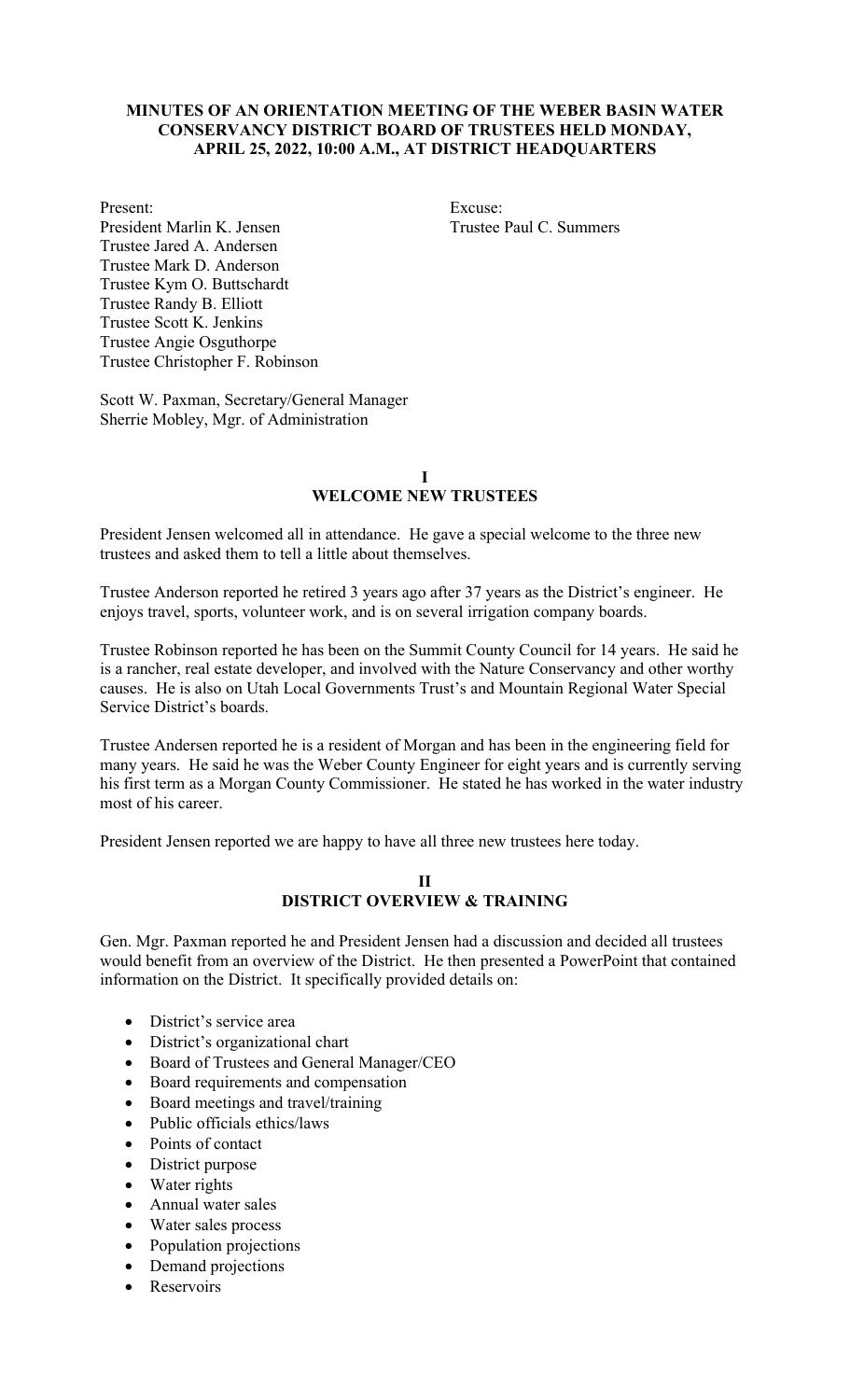**MINUTES OF AN ORIENTATION MEETING OF THE WEBER BASIN WATER CONSERVANCY DISTRICT BOARD OF TRUSTEES HELD MONDAY, APRIL 25, 2022, 10:00 A.M., AT DISTRICT HEADQUARTERS**

Present:
President Marlin K. Jensen
Trustee Jared A. Andersen
Trustee Mark D. Anderson
Trustee Kym O. Buttschardt
Trustee Randy B. Elliott
Trustee Scott K. Jenkins
Trustee Angie Osguthorpe
Trustee Christopher F. Robinson

Excuse:
Trustee Paul C. Summers

Scott W. Paxman, Secretary/General Manager
Sherrie Mobley, Mgr. of Administration

## I
## WELCOME NEW TRUSTEES

President Jensen welcomed all in attendance. He gave a special welcome to the three new trustees and asked them to tell a little about themselves.

Trustee Anderson reported he retired 3 years ago after 37 years as the District's engineer. He enjoys travel, sports, volunteer work, and is on several irrigation company boards.

Trustee Robinson reported he has been on the Summit County Council for 14 years. He said he is a rancher, real estate developer, and involved with the Nature Conservancy and other worthy causes. He is also on Utah Local Governments Trust's and Mountain Regional Water Special Service District's boards.

Trustee Andersen reported he is a resident of Morgan and has been in the engineering field for many years. He said he was the Weber County Engineer for eight years and is currently serving his first term as a Morgan County Commissioner. He stated he has worked in the water industry most of his career.

President Jensen reported we are happy to have all three new trustees here today.

## II
## DISTRICT OVERVIEW & TRAINING

Gen. Mgr. Paxman reported he and President Jensen had a discussion and decided all trustees would benefit from an overview of the District. He then presented a PowerPoint that contained information on the District. It specifically provided details on:

- District's service area
- District's organizational chart
- Board of Trustees and General Manager/CEO
- Board requirements and compensation
- Board meetings and travel/training
- Public officials ethics/laws
- Points of contact
- District purpose
- Water rights
- Annual water sales
- Water sales process
- Population projections
- Demand projections
- Reservoirs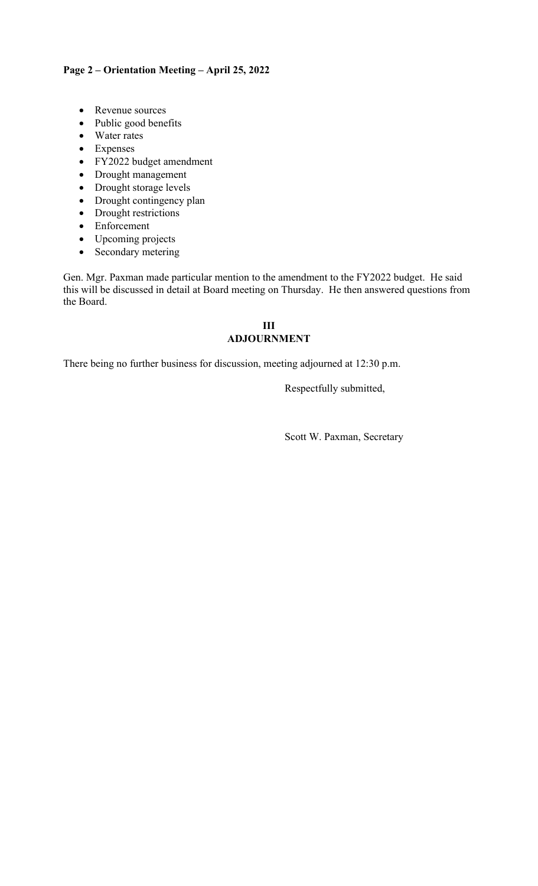- Revenue sources
- Public good benefits
- Water rates
- Expenses
- FY2022 budget amendment
- Drought management
- Drought storage levels
- Drought contingency plan
- Drought restrictions
- Enforcement
- Upcoming projects
- Secondary metering

Gen. Mgr. Paxman made particular mention to the amendment to the FY2022 budget. He said this will be discussed in detail at Board meeting on Thursday. He then answered questions from the Board.

## III
## ADJOURNMENT

There being no further business for discussion, meeting adjourned at 12:30 p.m.

Respectfully submitted,

Scott W. Paxman, Secretary